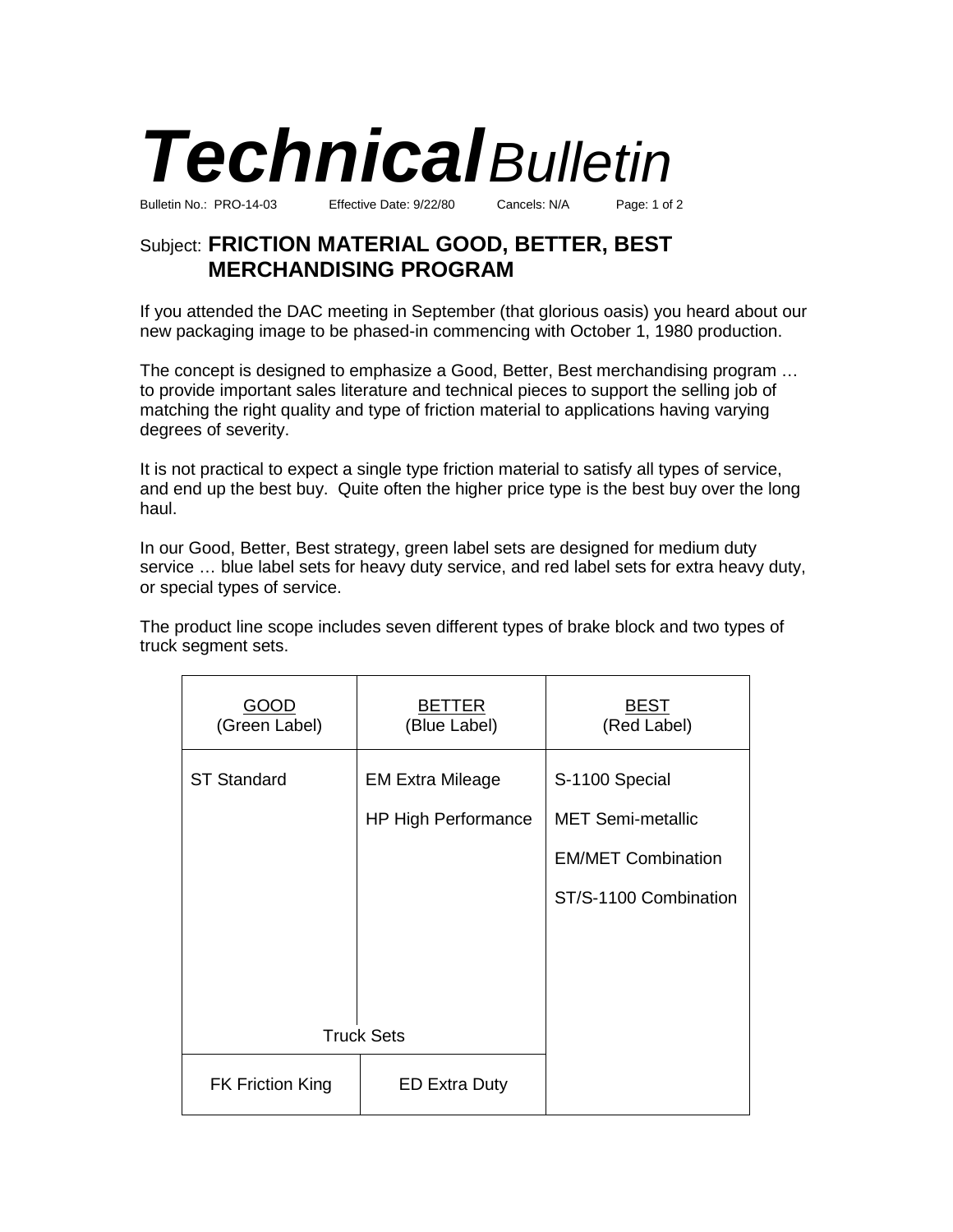# *Technical Bulletin*

Bulletin No.: PRO-14-03 Effective Date: 9/22/80 Cancels: N/A

Subject: **FRICTION MATERIAL GOOD, BETTER, BEST MERCHANDISING PROGRAM**

If you attended the DAC meeting in September (that glorious oasis) you heard about our new packaging image to be phased-in commencing with October 1, 1980 production.

The concept is designed to emphasize a Good, Better, Best merchandising program … to provide important sales literature and technical pieces to support the selling job of matching the right quality and type of friction material to applications having varying degrees of severity.

It is not practical to expect a single type friction material to satisfy all types of service, and end up the best buy. Quite often the higher price type is the best buy over the long haul.

In our Good, Better, Best strategy, green label sets are designed for medium duty service … blue label sets for heavy duty service, and red label sets for extra heavy duty, or special types of service.

The product line scope includes seven different types of brake block and two types of truck segment sets.

| GOOD (Green Label) | BETTER (Blue Label) | BEST (Red Label) |
|---|---|---|
| ST Standard | EM Extra Mileage | S-1100 Special |
| | HP High Performance | MET Semi-metallic |
| | | EM/MET Combination |
| | | ST/S-1100 Combination |
| Truck Sets | | |
| FK Friction King | ED Extra Duty | |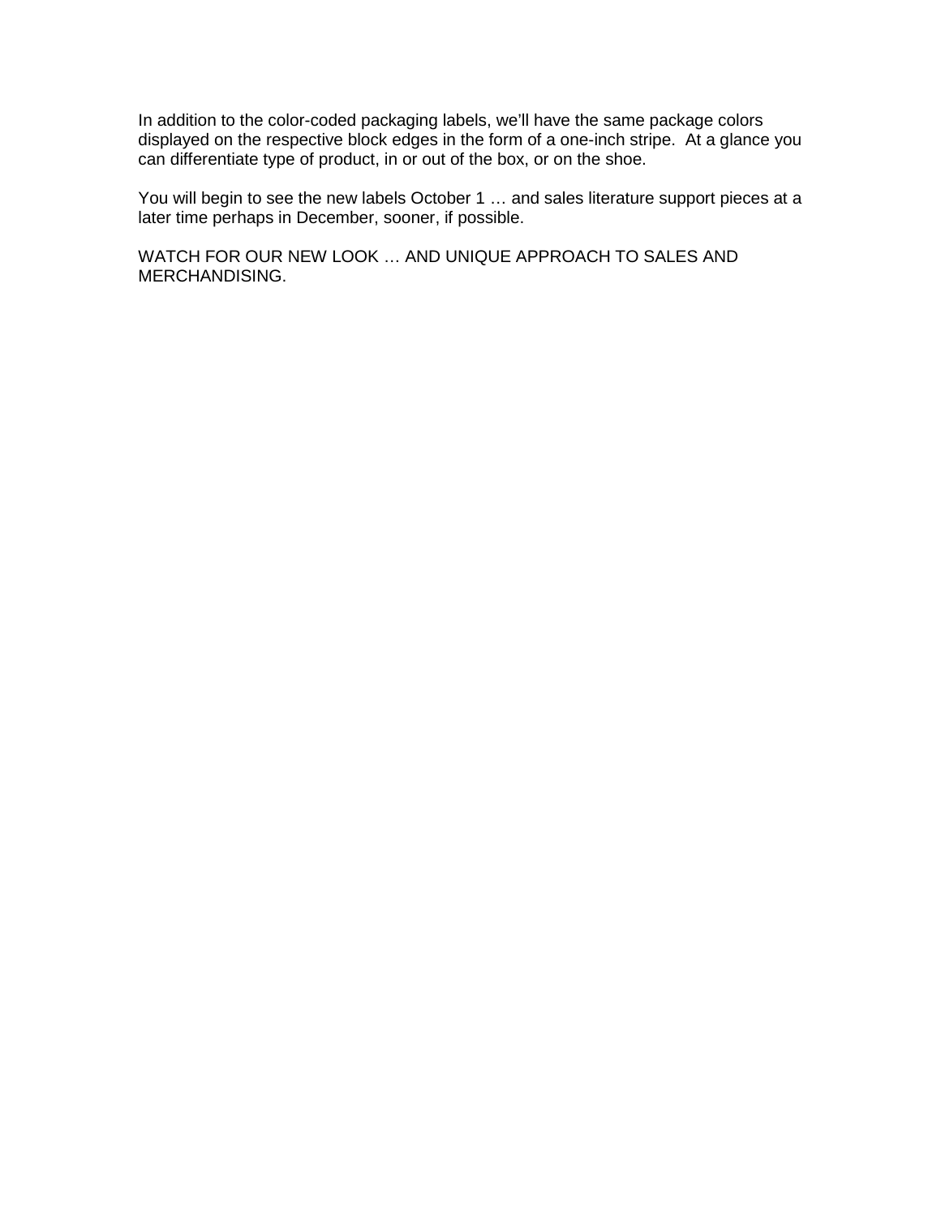In addition to the color-coded packaging labels, we'll have the same package colors displayed on the respective block edges in the form of a one-inch stripe. At a glance you can differentiate type of product, in or out of the box, or on the shoe.

You will begin to see the new labels October 1 … and sales literature support pieces at a later time perhaps in December, sooner, if possible.

WATCH FOR OUR NEW LOOK … AND UNIQUE APPROACH TO SALES AND MERCHANDISING.